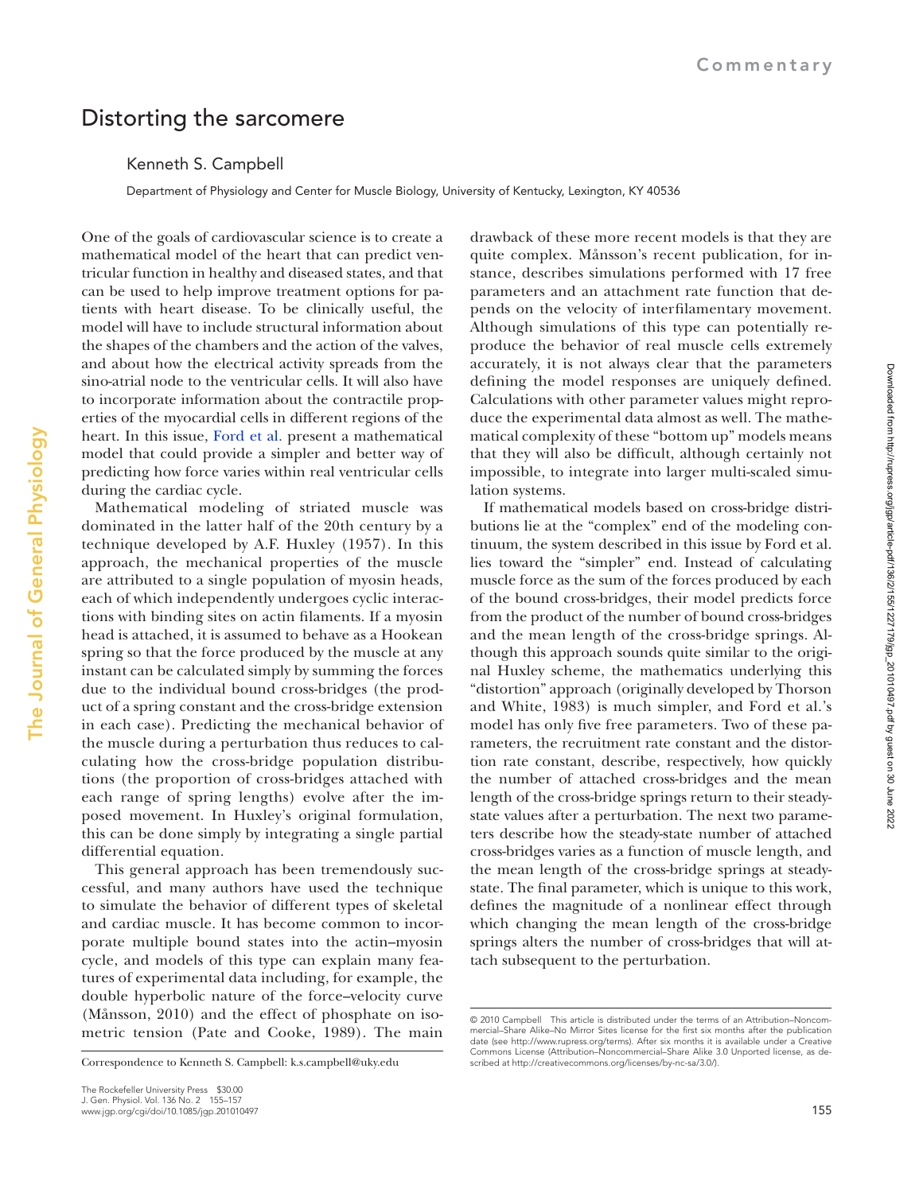# Distorting the sarcomere

Kenneth S. Campbell

Department of Physiology and Center for Muscle Biology, University of Kentucky, Lexington, KY 40536

One of the goals of cardiovascular science is to create a mathematical model of the heart that can predict ventricular function in healthy and diseased states, and that can be used to help improve treatment options for patients with heart disease. To be clinically useful, the model will have to include structural information about the shapes of the chambers and the action of the valves, and about how the electrical activity spreads from the sino-atrial node to the ventricular cells. It will also have to incorporate information about the contractile properties of the myocardial cells in different regions of the heart. In this issue, Ford et al. present a mathematical model that could provide a simpler and better way of predicting how force varies within real ventricular cells during the cardiac cycle.

Mathematical modeling of striated muscle was dominated in the latter half of the 20th century by a technique developed by A.F. Huxley (1957). In this approach, the mechanical properties of the muscle are attributed to a single population of myosin heads, each of which independently undergoes cyclic interactions with binding sites on actin filaments. If a myosin head is attached, it is assumed to behave as a Hookean spring so that the force produced by the muscle at any instant can be calculated simply by summing the forces due to the individual bound cross-bridges (the product of a spring constant and the cross-bridge extension in each case). Predicting the mechanical behavior of the muscle during a perturbation thus reduces to calculating how the cross-bridge population distributions (the proportion of cross-bridges attached with each range of spring lengths) evolve after the imposed movement. In Huxley's original formulation, this can be done simply by integrating a single partial differential equation.

This general approach has been tremendously successful, and many authors have used the technique to simulate the behavior of different types of skeletal and cardiac muscle. It has become common to incorporate multiple bound states into the actin–myosin cycle, and models of this type can explain many features of experimental data including, for example, the double hyperbolic nature of the force–velocity curve (Månsson, 2010) and the effect of phosphate on isometric tension (Pate and Cooke, 1989). The main drawback of these more recent models is that they are quite complex. Månsson's recent publication, for instance, describes simulations performed with 17 free parameters and an attachment rate function that depends on the velocity of interfilamentary movement. Although simulations of this type can potentially reproduce the behavior of real muscle cells extremely accurately, it is not always clear that the parameters defining the model responses are uniquely defined. Calculations with other parameter values might reproduce the experimental data almost as well. The mathematical complexity of these "bottom up" models means that they will also be difficult, although certainly not impossible, to integrate into larger multi-scaled simulation systems.

If mathematical models based on cross-bridge distributions lie at the "complex" end of the modeling continuum, the system described in this issue by Ford et al. lies toward the "simpler" end. Instead of calculating muscle force as the sum of the forces produced by each of the bound cross-bridges, their model predicts force from the product of the number of bound cross-bridges and the mean length of the cross-bridge springs. Although this approach sounds quite similar to the original Huxley scheme, the mathematics underlying this "distortion" approach (originally developed by Thorson and White, 1983) is much simpler, and Ford et al.'s model has only five free parameters. Two of these parameters, the recruitment rate constant and the distortion rate constant, describe, respectively, how quickly the number of attached cross-bridges and the mean length of the cross-bridge springs return to their steady-state values after a perturbation. The next two parameters describe how the steady-state number of attached cross-bridges varies as a function of muscle length, and the mean length of the cross-bridge springs at steady-state. The final parameter, which is unique to this work, defines the magnitude of a nonlinear effect through which changing the mean length of the cross-bridge springs alters the number of cross-bridges that will attach subsequent to the perturbation.

Correspondence to Kenneth S. Campbell: k.s.campbell@uky.edu

© 2010 Campbell This article is distributed under the terms of an Attribution–Noncommercial–Share Alike–No Mirror Sites license for the first six months after the publication date (see http://www.rupress.org/terms). After six months it is available under a Creative Commons License (Attribution–Noncommercial–Share Alike 3.0 Unported license, as described at http://creativecommons.org/licenses/by-nc-sa/3.0/).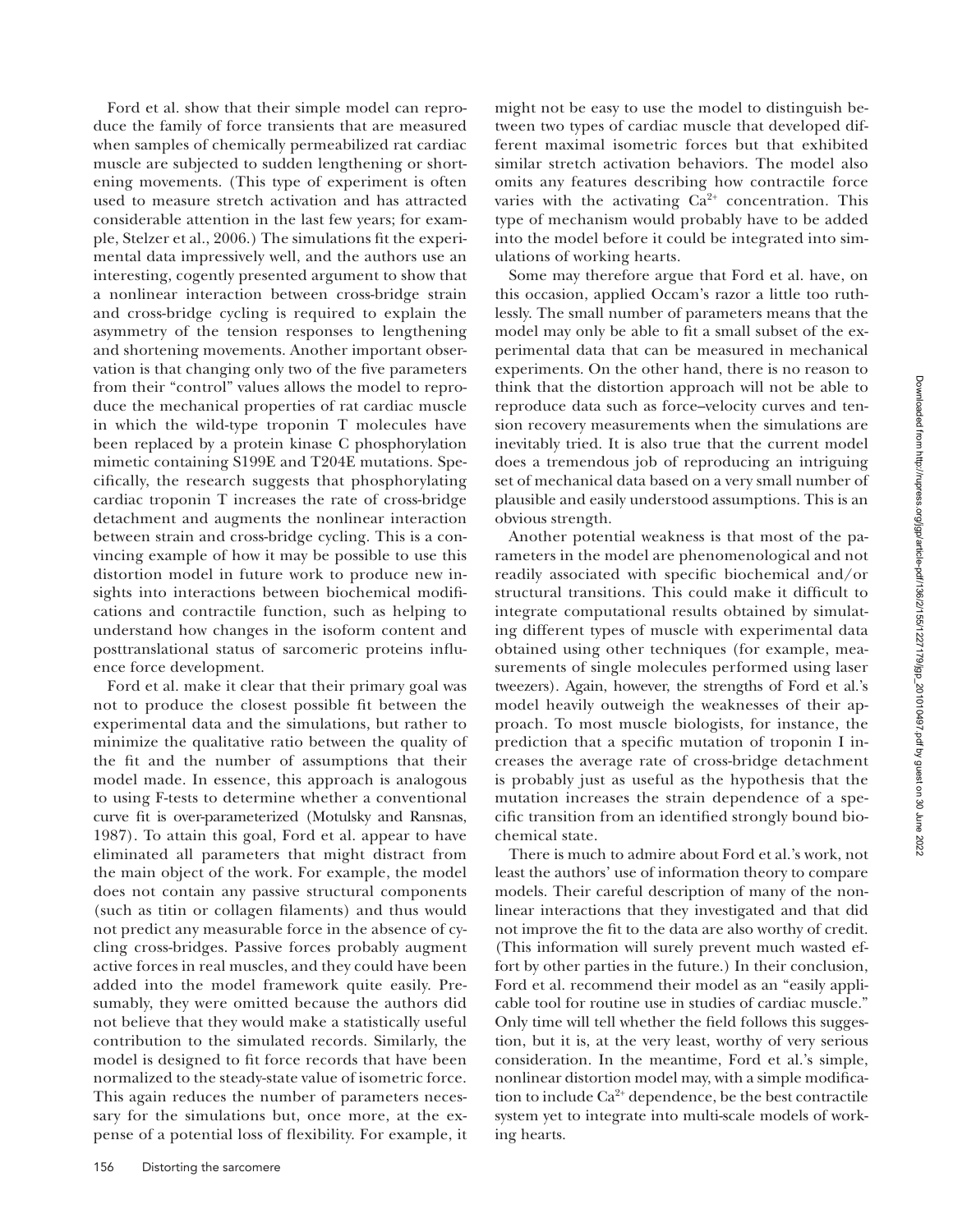Ford et al. show that their simple model can reproduce the family of force transients that are measured when samples of chemically permeabilized rat cardiac muscle are subjected to sudden lengthening or shortening movements. (This type of experiment is often used to measure stretch activation and has attracted considerable attention in the last few years; for example, Stelzer et al., 2006.) The simulations fit the experimental data impressively well, and the authors use an interesting, cogently presented argument to show that a nonlinear interaction between cross-bridge strain and cross-bridge cycling is required to explain the asymmetry of the tension responses to lengthening and shortening movements. Another important observation is that changing only two of the five parameters from their "control" values allows the model to reproduce the mechanical properties of rat cardiac muscle in which the wild-type troponin T molecules have been replaced by a protein kinase C phosphorylation mimetic containing S199E and T204E mutations. Specifically, the research suggests that phosphorylating cardiac troponin T increases the rate of cross-bridge detachment and augments the nonlinear interaction between strain and cross-bridge cycling. This is a convincing example of how it may be possible to use this distortion model in future work to produce new insights into interactions between biochemical modifications and contractile function, such as helping to understand how changes in the isoform content and posttranslational status of sarcomeric proteins influence force development.

Ford et al. make it clear that their primary goal was not to produce the closest possible fit between the experimental data and the simulations, but rather to minimize the qualitative ratio between the quality of the fit and the number of assumptions that their model made. In essence, this approach is analogous to using F-tests to determine whether a conventional curve fit is over-parameterized (Motulsky and Ransnas, 1987). To attain this goal, Ford et al. appear to have eliminated all parameters that might distract from the main object of the work. For example, the model does not contain any passive structural components (such as titin or collagen filaments) and thus would not predict any measurable force in the absence of cycling cross-bridges. Passive forces probably augment active forces in real muscles, and they could have been added into the model framework quite easily. Presumably, they were omitted because the authors did not believe that they would make a statistically useful contribution to the simulated records. Similarly, the model is designed to fit force records that have been normalized to the steady-state value of isometric force. This again reduces the number of parameters necessary for the simulations but, once more, at the expense of a potential loss of flexibility. For example, it might not be easy to use the model to distinguish between two types of cardiac muscle that developed different maximal isometric forces but that exhibited similar stretch activation behaviors. The model also omits any features describing how contractile force varies with the activating $Ca^{2+}$ concentration. This type of mechanism would probably have to be added into the model before it could be integrated into simulations of working hearts.

Some may therefore argue that Ford et al. have, on this occasion, applied Occam's razor a little too ruthlessly. The small number of parameters means that the model may only be able to fit a small subset of the experimental data that can be measured in mechanical experiments. On the other hand, there is no reason to think that the distortion approach will not be able to reproduce data such as force–velocity curves and tension recovery measurements when the simulations are inevitably tried. It is also true that the current model does a tremendous job of reproducing an intriguing set of mechanical data based on a very small number of plausible and easily understood assumptions. This is an obvious strength.

Another potential weakness is that most of the parameters in the model are phenomenological and not readily associated with specific biochemical and/or structural transitions. This could make it difficult to integrate computational results obtained by simulating different types of muscle with experimental data obtained using other techniques (for example, measurements of single molecules performed using laser tweezers). Again, however, the strengths of Ford et al.'s model heavily outweigh the weaknesses of their approach. To most muscle biologists, for instance, the prediction that a specific mutation of troponin I increases the average rate of cross-bridge detachment is probably just as useful as the hypothesis that the mutation increases the strain dependence of a specific transition from an identified strongly bound biochemical state.

There is much to admire about Ford et al.'s work, not least the authors' use of information theory to compare models. Their careful description of many of the nonlinear interactions that they investigated and that did not improve the fit to the data are also worthy of credit. (This information will surely prevent much wasted effort by other parties in the future.) In their conclusion, Ford et al. recommend their model as an "easily applicable tool for routine use in studies of cardiac muscle." Only time will tell whether the field follows this suggestion, but it is, at the very least, worthy of very serious consideration. In the meantime, Ford et al.'s simple, nonlinear distortion model may, with a simple modification to include $Ca^{2+}$ dependence, be the best contractile system yet to integrate into multi-scale models of working hearts.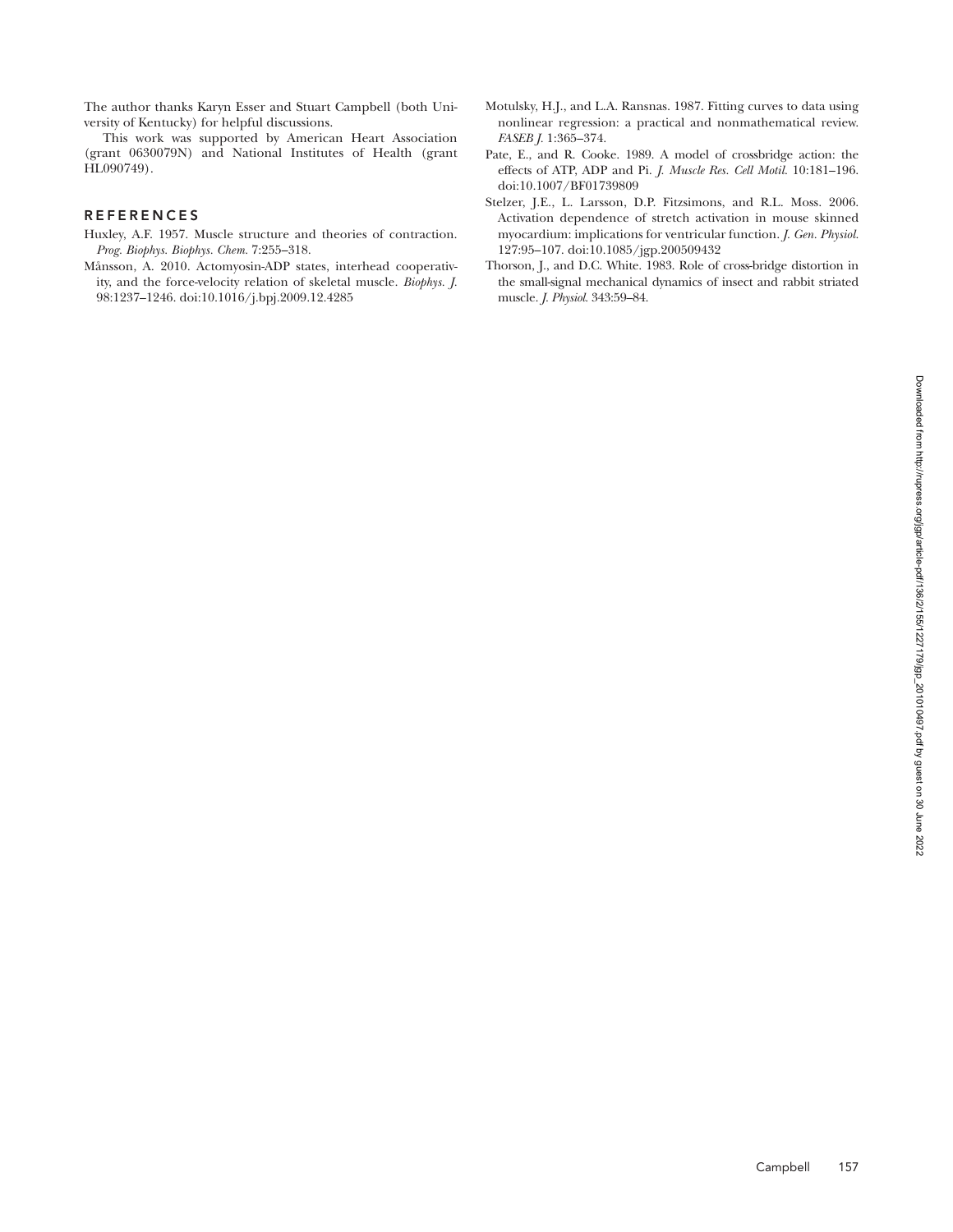The author thanks Karyn Esser and Stuart Campbell (both University of Kentucky) for helpful discussions.

This work was supported by American Heart Association (grant 0630079N) and National Institutes of Health (grant HL090749).

## REFERENCES

Huxley, A.F. 1957. Muscle structure and theories of contraction. *Prog. Biophys. Biophys. Chem.* 7:255–318.

Månsson, A. 2010. Actomyosin-ADP states, interhead cooperativity, and the force-velocity relation of skeletal muscle. *Biophys. J.* 98:1237–1246. doi:10.1016/j.bpj.2009.12.4285

Motulsky, H.J., and L.A. Ransnas. 1987. Fitting curves to data using nonlinear regression: a practical and nonmathematical review. *FASEB J.* 1:365–374.

Pate, E., and R. Cooke. 1989. A model of crossbridge action: the effects of ATP, ADP and Pi. *J. Muscle Res. Cell Motil.* 10:181–196. doi:10.1007/BF01739809

Stelzer, J.E., L. Larsson, D.P. Fitzsimons, and R.L. Moss. 2006. Activation dependence of stretch activation in mouse skinned myocardium: implications for ventricular function. *J. Gen. Physiol.* 127:95–107. doi:10.1085/jgp.200509432

Thorson, J., and D.C. White. 1983. Role of cross-bridge distortion in the small-signal mechanical dynamics of insect and rabbit striated muscle. *J. Physiol.* 343:59–84.